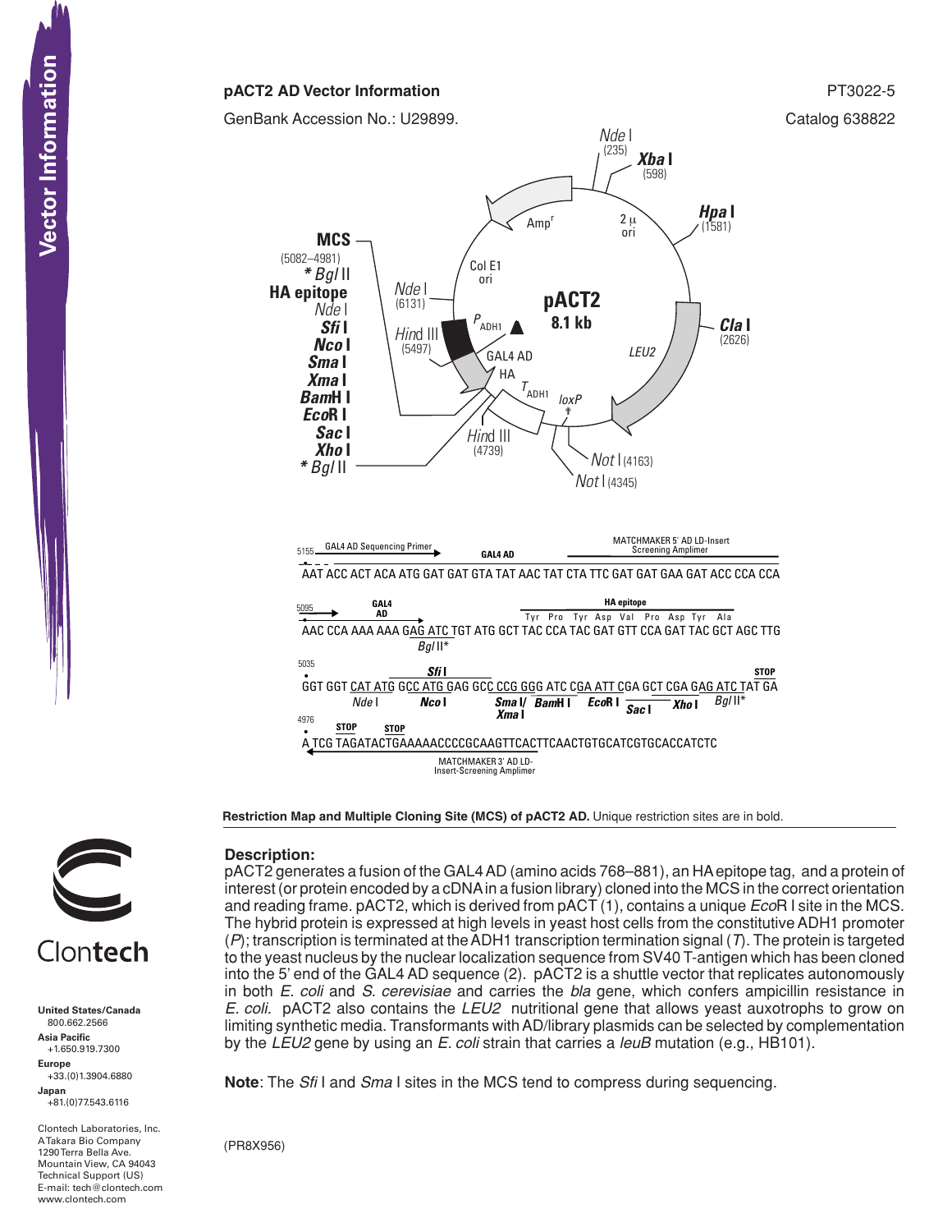**pACT2 AD Vector Information**

PT3022-5

GenBank Accession No.: U29899.

Catalog 638822

pACT2
8.1 kb

MCS (5082–4981)
* *Bgl* II
HA epitope
*Nde* I
***Sfi* I**
***Nco* I**
***Sma* I**
***Xma* I**
***Bam*H I**
***Eco*R I**
***Sac* I**
***Xho* I**
* *Bgl* II

*Nde* I (235), ***Xba* I** (598), ***Hpa* I** (1581), ***Cla* I** (2626), *Not* I (4163), *Not* I (4345), *Hind* III (4739), *Hind* III (5497), *Nde* I (6131)

Amp[r], 2 µ ori, Col E1 ori, $P_{ADH1}$, GAL4 AD, HA, $T_{ADH1}$, *loxP*, *LEU2*

```
5155   GAL4 AD Sequencing Primer →          GAL4 AD        MATCHMAKER 5' AD LD-Insert Screening Amplimer
AAT ACC ACT ACA ATG GAT GAT GTA TAT AAC TAT CTA TTC GAT GAT GAA GAT ACC CCA CCA

5095 →     GAL4 AD →                                  HA epitope
                                             Tyr Pro Tyr Asp Val Pro Asp Tyr Ala
AAC CCA AAA AAA GAG ATC TGT ATG GCT TAC CCA TAC GAT GTT CCA GAT TAC GCT AGC TTG
                 Bgl II*

5035                Sfi I                                                  STOP
GGT GGT CAT ATG GCC ATG GAG GCC CCG GGG ATC CGA ATT CGA GCT CGA GAG ATC TAT GA
        Nde I   Nco I           Sma I/  BamH I  EcoR I  Sac I   Xho I  Bgl II*
                                Xma I

4976   STOP     STOP
A TCG TAGATACTGAAAAACCCCGCAAGTTCACTTCAACTGTGCATCGTGCACCATCTC
←                 MATCHMAKER 3' AD LD-Insert-Screening Amplimer
```

**Restriction Map and Multiple Cloning Site (MCS) of pACT2 AD.** Unique restriction sites are in bold.

## Description:

pACT2 generates a fusion of the GAL4 AD (amino acids 768–881), an HA epitope tag, and a protein of interest (or protein encoded by a cDNA in a fusion library) cloned into the MCS in the correct orientation and reading frame. pACT2, which is derived from pACT (1), contains a unique *Eco*R I site in the MCS. The hybrid protein is expressed at high levels in yeast host cells from the constitutive ADH1 promoter (*P*); transcription is terminated at the ADH1 transcription termination signal (*T*). The protein is targeted to the yeast nucleus by the nuclear localization sequence from SV40 T-antigen which has been cloned into the 5' end of the GAL4 AD sequence (2). pACT2 is a shuttle vector that replicates autonomously in both *E. coli* and *S. cerevisiae* and carries the *bla* gene, which confers ampicillin resistance in *E. coli*. pACT2 also contains the *LEU2* nutritional gene that allows yeast auxotrophs to grow on limiting synthetic media. Transformants with AD/library plasmids can be selected by complementation by the *LEU2* gene by using an *E. coli* strain that carries a *leuB* mutation (e.g., HB101).

**Note**: The *Sfi* I and *Sma* I sites in the MCS tend to compress during sequencing.

(PR8X956)

Clontech

**United States/Canada**
800.662.2566
**Asia Pacific**
+1.650.919.7300
**Europe**
+33.(0)1.3904.6880
**Japan**
+81.(0)77.543.6116

Clontech Laboratories, Inc.
A Takara Bio Company
1290 Terra Bella Ave.
Mountain View, CA 94043
Technical Support (US)
E-mail: tech@clontech.com
www.clontech.com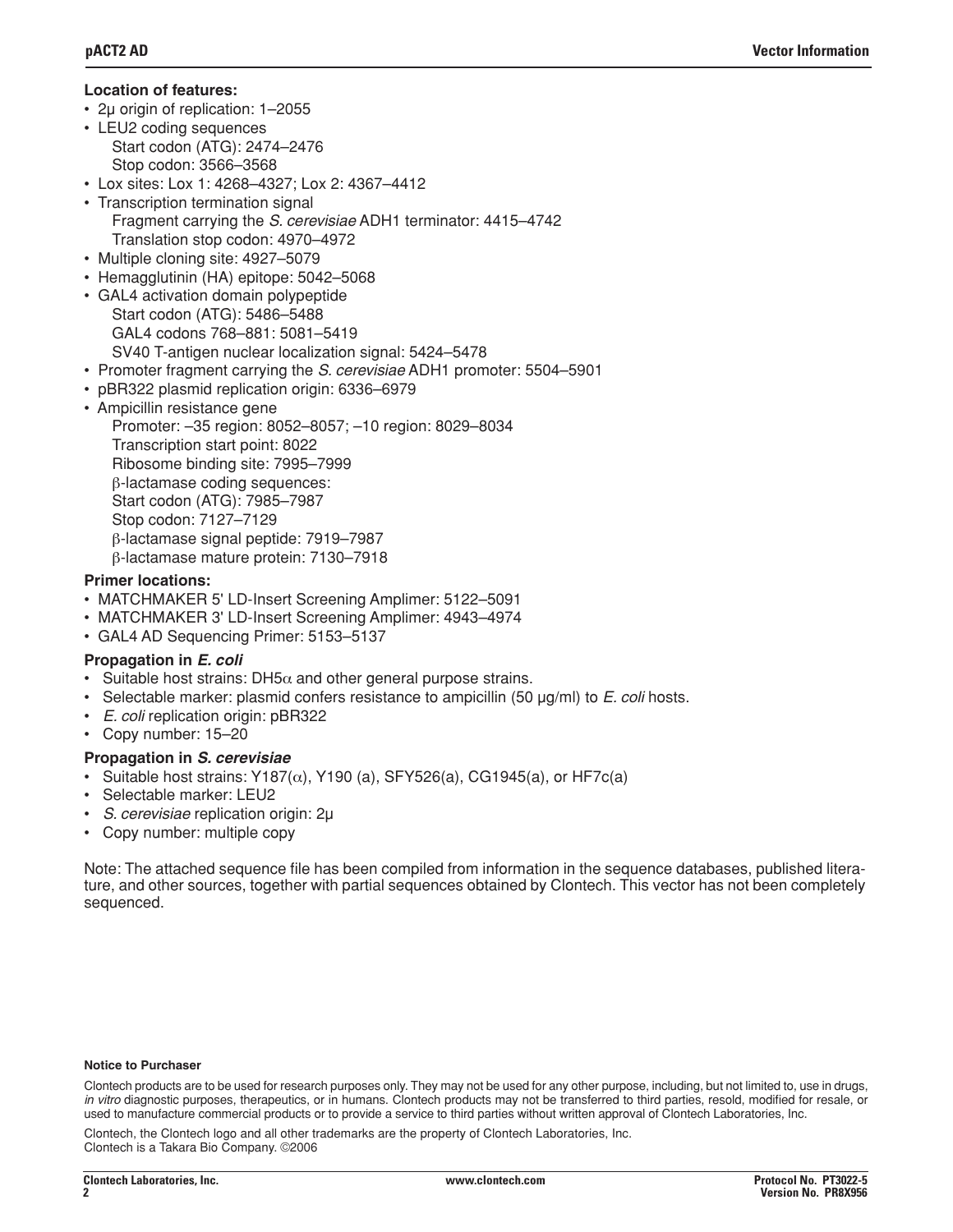**Location of features:**

- 2μ origin of replication: 1–2055
- LEU2 coding sequences
  - Start codon (ATG): 2474–2476
  - Stop codon: 3566–3568
- Lox sites: Lox 1: 4268–4327; Lox 2: 4367–4412
- Transcription termination signal
  - Fragment carrying the *S. cerevisiae* ADH1 terminator: 4415–4742
  - Translation stop codon: 4970–4972
- Multiple cloning site: 4927–5079
- Hemagglutinin (HA) epitope: 5042–5068
- GAL4 activation domain polypeptide
  - Start codon (ATG): 5486–5488
  - GAL4 codons 768–881: 5081–5419
  - SV40 T-antigen nuclear localization signal: 5424–5478
- Promoter fragment carrying the *S. cerevisiae* ADH1 promoter: 5504–5901
- pBR322 plasmid replication origin: 6336–6979
- Ampicillin resistance gene
  - Promoter: –35 region: 8052–8057; –10 region: 8029–8034
  - Transcription start point: 8022
  - Ribosome binding site: 7995–7999
  - β-lactamase coding sequences:
  - Start codon (ATG): 7985–7987
  - Stop codon: 7127–7129
  - β-lactamase signal peptide: 7919–7987
  - β-lactamase mature protein: 7130–7918

**Primer locations:**

- MATCHMAKER 5' LD-Insert Screening Amplimer: 5122–5091
- MATCHMAKER 3' LD-Insert Screening Amplimer: 4943–4974
- GAL4 AD Sequencing Primer: 5153–5137

**Propagation in *E. coli***

- Suitable host strains: DH5α and other general purpose strains.
- Selectable marker: plasmid confers resistance to ampicillin (50 μg/ml) to *E. coli* hosts.
- *E. coli* replication origin: pBR322
- Copy number: 15–20

**Propagation in *S. cerevisiae***

- Suitable host strains: Y187(α), Y190 (a), SFY526(a), CG1945(a), or HF7c(a)
- Selectable marker: LEU2
- *S. cerevisiae* replication origin: 2μ
- Copy number: multiple copy

Note: The attached sequence file has been compiled from information in the sequence databases, published literature, and other sources, together with partial sequences obtained by Clontech. This vector has not been completely sequenced.

**Notice to Purchaser**

Clontech products are to be used for research purposes only. They may not be used for any other purpose, including, but not limited to, use in drugs, *in vitro* diagnostic purposes, therapeutics, or in humans. Clontech products may not be transferred to third parties, resold, modified for resale, or used to manufacture commercial products or to provide a service to third parties without written approval of Clontech Laboratories, Inc.

Clontech, the Clontech logo and all other trademarks are the property of Clontech Laboratories, Inc.
Clontech is a Takara Bio Company. ©2006